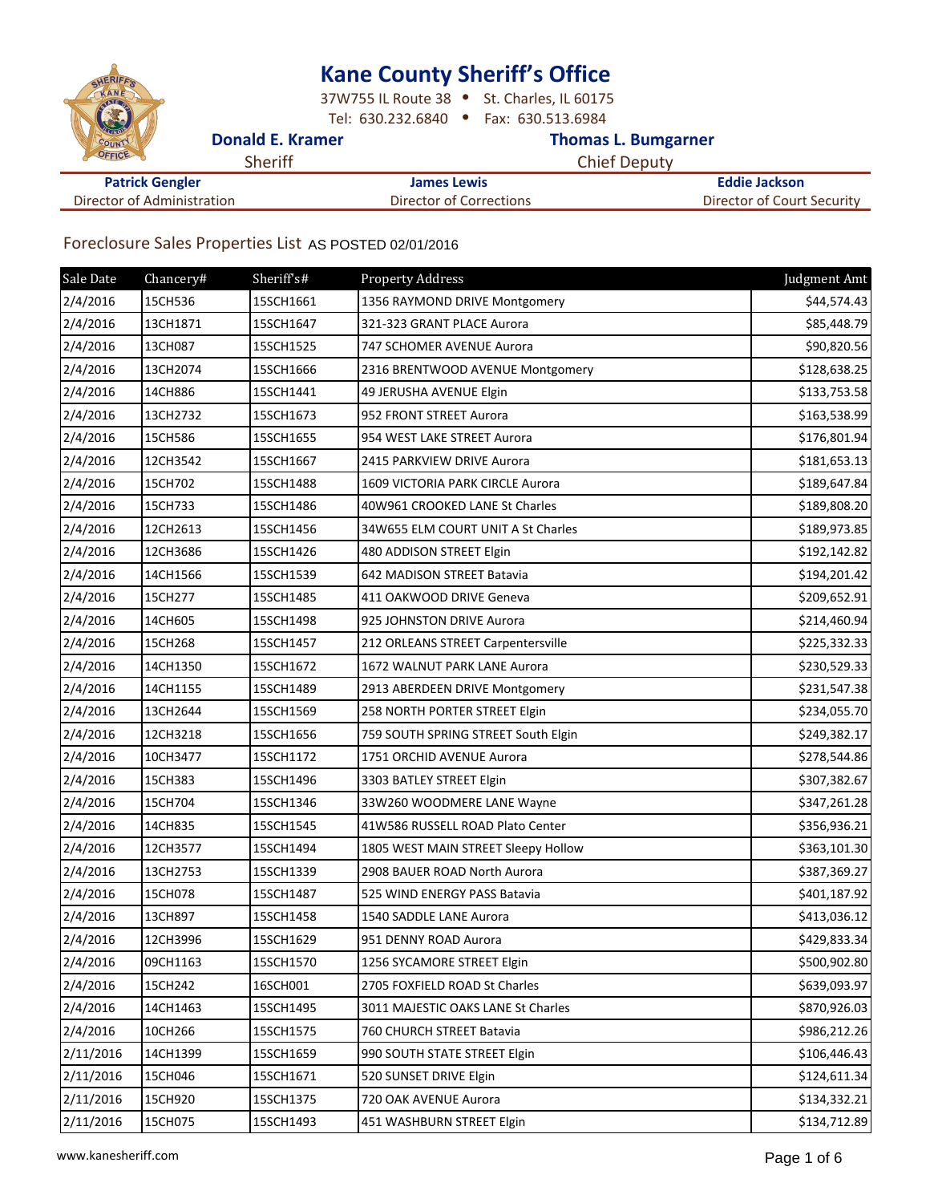# Kane County Sheriff's Office

37W755 IL Route 38 • St. Charles, IL 60175
Tel: 630.232.6840 • Fax: 630.513.6984

**Donald E. Kramer**
Sheriff

**Thomas L. Bumgarner**
Chief Deputy

**Patrick Gengler**
Director of Administration

**James Lewis**
Director of Corrections

**Eddie Jackson**
Director of Court Security

## Foreclosure Sales Properties List AS POSTED 02/01/2016

| Sale Date | Chancery# | Sheriff's# | Property Address | Judgment Amt |
|---|---|---|---|---|
| 2/4/2016 | 15CH536 | 15SCH1661 | 1356 RAYMOND DRIVE Montgomery | $44,574.43 |
| 2/4/2016 | 13CH1871 | 15SCH1647 | 321-323 GRANT PLACE Aurora | $85,448.79 |
| 2/4/2016 | 13CH087 | 15SCH1525 | 747 SCHOMER AVENUE Aurora | $90,820.56 |
| 2/4/2016 | 13CH2074 | 15SCH1666 | 2316 BRENTWOOD AVENUE Montgomery | $128,638.25 |
| 2/4/2016 | 14CH886 | 15SCH1441 | 49 JERUSHA AVENUE Elgin | $133,753.58 |
| 2/4/2016 | 13CH2732 | 15SCH1673 | 952 FRONT STREET Aurora | $163,538.99 |
| 2/4/2016 | 15CH586 | 15SCH1655 | 954 WEST LAKE STREET Aurora | $176,801.94 |
| 2/4/2016 | 12CH3542 | 15SCH1667 | 2415 PARKVIEW DRIVE Aurora | $181,653.13 |
| 2/4/2016 | 15CH702 | 15SCH1488 | 1609 VICTORIA PARK CIRCLE Aurora | $189,647.84 |
| 2/4/2016 | 15CH733 | 15SCH1486 | 40W961 CROOKED LANE St Charles | $189,808.20 |
| 2/4/2016 | 12CH2613 | 15SCH1456 | 34W655 ELM COURT UNIT A St Charles | $189,973.85 |
| 2/4/2016 | 12CH3686 | 15SCH1426 | 480 ADDISON STREET Elgin | $192,142.82 |
| 2/4/2016 | 14CH1566 | 15SCH1539 | 642 MADISON STREET Batavia | $194,201.42 |
| 2/4/2016 | 15CH277 | 15SCH1485 | 411 OAKWOOD DRIVE Geneva | $209,652.91 |
| 2/4/2016 | 14CH605 | 15SCH1498 | 925 JOHNSTON DRIVE Aurora | $214,460.94 |
| 2/4/2016 | 15CH268 | 15SCH1457 | 212 ORLEANS STREET Carpentersville | $225,332.33 |
| 2/4/2016 | 14CH1350 | 15SCH1672 | 1672 WALNUT PARK LANE Aurora | $230,529.33 |
| 2/4/2016 | 14CH1155 | 15SCH1489 | 2913 ABERDEEN DRIVE Montgomery | $231,547.38 |
| 2/4/2016 | 13CH2644 | 15SCH1569 | 258 NORTH PORTER STREET Elgin | $234,055.70 |
| 2/4/2016 | 12CH3218 | 15SCH1656 | 759 SOUTH SPRING STREET South Elgin | $249,382.17 |
| 2/4/2016 | 10CH3477 | 15SCH1172 | 1751 ORCHID AVENUE Aurora | $278,544.86 |
| 2/4/2016 | 15CH383 | 15SCH1496 | 3303 BATLEY STREET Elgin | $307,382.67 |
| 2/4/2016 | 15CH704 | 15SCH1346 | 33W260 WOODMERE LANE Wayne | $347,261.28 |
| 2/4/2016 | 14CH835 | 15SCH1545 | 41W586 RUSSELL ROAD Plato Center | $356,936.21 |
| 2/4/2016 | 12CH3577 | 15SCH1494 | 1805 WEST MAIN STREET Sleepy Hollow | $363,101.30 |
| 2/4/2016 | 13CH2753 | 15SCH1339 | 2908 BAUER ROAD North Aurora | $387,369.27 |
| 2/4/2016 | 15CH078 | 15SCH1487 | 525 WIND ENERGY PASS Batavia | $401,187.92 |
| 2/4/2016 | 13CH897 | 15SCH1458 | 1540 SADDLE LANE Aurora | $413,036.12 |
| 2/4/2016 | 12CH3996 | 15SCH1629 | 951 DENNY ROAD Aurora | $429,833.34 |
| 2/4/2016 | 09CH1163 | 15SCH1570 | 1256 SYCAMORE STREET Elgin | $500,902.80 |
| 2/4/2016 | 15CH242 | 16SCH001 | 2705 FOXFIELD ROAD St Charles | $639,093.97 |
| 2/4/2016 | 14CH1463 | 15SCH1495 | 3011 MAJESTIC OAKS LANE St Charles | $870,926.03 |
| 2/4/2016 | 10CH266 | 15SCH1575 | 760 CHURCH STREET Batavia | $986,212.26 |
| 2/11/2016 | 14CH1399 | 15SCH1659 | 990 SOUTH STATE STREET Elgin | $106,446.43 |
| 2/11/2016 | 15CH046 | 15SCH1671 | 520 SUNSET DRIVE Elgin | $124,611.34 |
| 2/11/2016 | 15CH920 | 15SCH1375 | 720 OAK AVENUE Aurora | $134,332.21 |
| 2/11/2016 | 15CH075 | 15SCH1493 | 451 WASHBURN STREET Elgin | $134,712.89 |

www.kanesheriff.com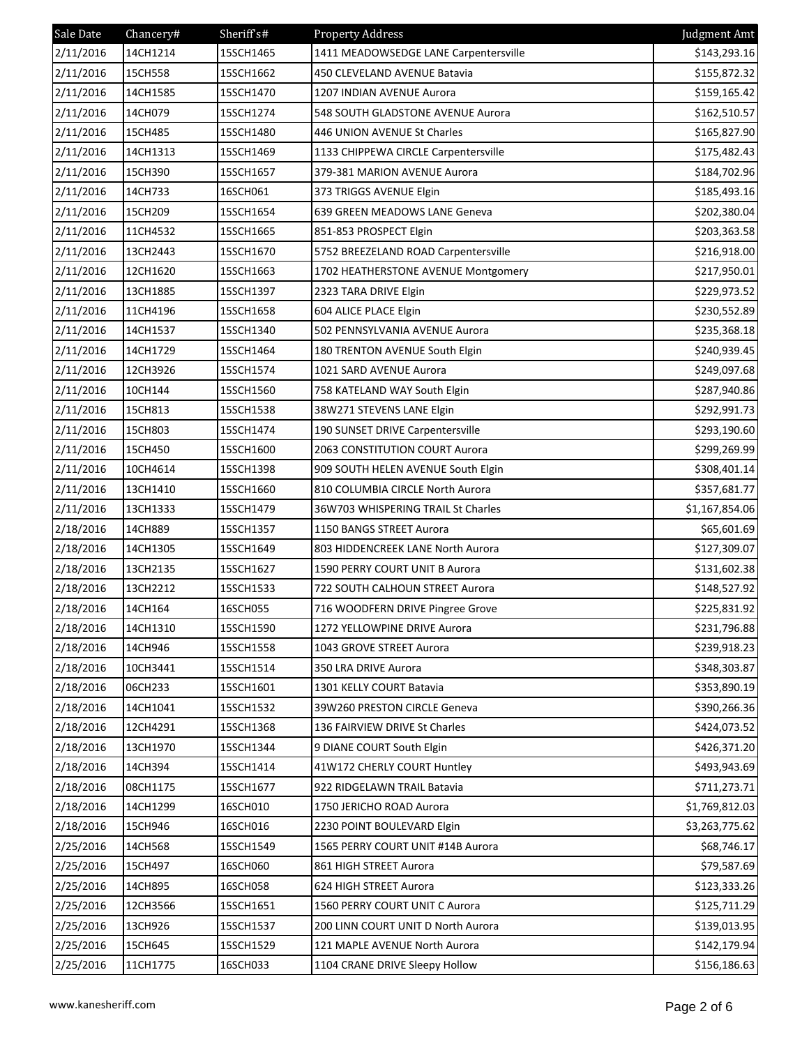| Sale Date | Chancery# | Sheriff's# | Property Address | Judgment Amt |
|---|---|---|---|---|
| 2/11/2016 | 14CH1214 | 15SCH1465 | 1411 MEADOWSEDGE LANE Carpentersville | $143,293.16 |
| 2/11/2016 | 15CH558 | 15SCH1662 | 450 CLEVELAND AVENUE Batavia | $155,872.32 |
| 2/11/2016 | 14CH1585 | 15SCH1470 | 1207 INDIAN AVENUE Aurora | $159,165.42 |
| 2/11/2016 | 14CH079 | 15SCH1274 | 548 SOUTH GLADSTONE AVENUE Aurora | $162,510.57 |
| 2/11/2016 | 15CH485 | 15SCH1480 | 446 UNION AVENUE St Charles | $165,827.90 |
| 2/11/2016 | 14CH1313 | 15SCH1469 | 1133 CHIPPEWA CIRCLE Carpentersville | $175,482.43 |
| 2/11/2016 | 15CH390 | 15SCH1657 | 379-381 MARION AVENUE Aurora | $184,702.96 |
| 2/11/2016 | 14CH733 | 16SCH061 | 373 TRIGGS AVENUE Elgin | $185,493.16 |
| 2/11/2016 | 15CH209 | 15SCH1654 | 639 GREEN MEADOWS LANE Geneva | $202,380.04 |
| 2/11/2016 | 11CH4532 | 15SCH1665 | 851-853 PROSPECT Elgin | $203,363.58 |
| 2/11/2016 | 13CH2443 | 15SCH1670 | 5752 BREEZELAND ROAD Carpentersville | $216,918.00 |
| 2/11/2016 | 12CH1620 | 15SCH1663 | 1702 HEATHERSTONE AVENUE Montgomery | $217,950.01 |
| 2/11/2016 | 13CH1885 | 15SCH1397 | 2323 TARA DRIVE Elgin | $229,973.52 |
| 2/11/2016 | 11CH4196 | 15SCH1658 | 604 ALICE PLACE Elgin | $230,552.89 |
| 2/11/2016 | 14CH1537 | 15SCH1340 | 502 PENNSYLVANIA AVENUE Aurora | $235,368.18 |
| 2/11/2016 | 14CH1729 | 15SCH1464 | 180 TRENTON AVENUE South Elgin | $240,939.45 |
| 2/11/2016 | 12CH3926 | 15SCH1574 | 1021 SARD AVENUE Aurora | $249,097.68 |
| 2/11/2016 | 10CH144 | 15SCH1560 | 758 KATELAND WAY South Elgin | $287,940.86 |
| 2/11/2016 | 15CH813 | 15SCH1538 | 38W271 STEVENS LANE Elgin | $292,991.73 |
| 2/11/2016 | 15CH803 | 15SCH1474 | 190 SUNSET DRIVE Carpentersville | $293,190.60 |
| 2/11/2016 | 15CH450 | 15SCH1600 | 2063 CONSTITUTION COURT Aurora | $299,269.99 |
| 2/11/2016 | 10CH4614 | 15SCH1398 | 909 SOUTH HELEN AVENUE South Elgin | $308,401.14 |
| 2/11/2016 | 13CH1410 | 15SCH1660 | 810 COLUMBIA CIRCLE North Aurora | $357,681.77 |
| 2/11/2016 | 13CH1333 | 15SCH1479 | 36W703 WHISPERING TRAIL St Charles | $1,167,854.06 |
| 2/18/2016 | 14CH889 | 15SCH1357 | 1150 BANGS STREET Aurora | $65,601.69 |
| 2/18/2016 | 14CH1305 | 15SCH1649 | 803 HIDDENCREEK LANE North Aurora | $127,309.07 |
| 2/18/2016 | 13CH2135 | 15SCH1627 | 1590 PERRY COURT UNIT B Aurora | $131,602.38 |
| 2/18/2016 | 13CH2212 | 15SCH1533 | 722 SOUTH CALHOUN STREET Aurora | $148,527.92 |
| 2/18/2016 | 14CH164 | 16SCH055 | 716 WOODFERN DRIVE Pingree Grove | $225,831.92 |
| 2/18/2016 | 14CH1310 | 15SCH1590 | 1272 YELLOWPINE DRIVE Aurora | $231,796.88 |
| 2/18/2016 | 14CH946 | 15SCH1558 | 1043 GROVE STREET Aurora | $239,918.23 |
| 2/18/2016 | 10CH3441 | 15SCH1514 | 350 LRA DRIVE Aurora | $348,303.87 |
| 2/18/2016 | 06CH233 | 15SCH1601 | 1301 KELLY COURT Batavia | $353,890.19 |
| 2/18/2016 | 14CH1041 | 15SCH1532 | 39W260 PRESTON CIRCLE Geneva | $390,266.36 |
| 2/18/2016 | 12CH4291 | 15SCH1368 | 136 FAIRVIEW DRIVE St Charles | $424,073.52 |
| 2/18/2016 | 13CH1970 | 15SCH1344 | 9 DIANE COURT South Elgin | $426,371.20 |
| 2/18/2016 | 14CH394 | 15SCH1414 | 41W172 CHERLY COURT Huntley | $493,943.69 |
| 2/18/2016 | 08CH1175 | 15SCH1677 | 922 RIDGELAWN TRAIL Batavia | $711,273.71 |
| 2/18/2016 | 14CH1299 | 16SCH010 | 1750 JERICHO ROAD Aurora | $1,769,812.03 |
| 2/18/2016 | 15CH946 | 16SCH016 | 2230 POINT BOULEVARD Elgin | $3,263,775.62 |
| 2/25/2016 | 14CH568 | 15SCH1549 | 1565 PERRY COURT UNIT #14B Aurora | $68,746.17 |
| 2/25/2016 | 15CH497 | 16SCH060 | 861 HIGH STREET Aurora | $79,587.69 |
| 2/25/2016 | 14CH895 | 16SCH058 | 624 HIGH STREET Aurora | $123,333.26 |
| 2/25/2016 | 12CH3566 | 15SCH1651 | 1560 PERRY COURT UNIT C Aurora | $125,711.29 |
| 2/25/2016 | 13CH926 | 15SCH1537 | 200 LINN COURT UNIT D North Aurora | $139,013.95 |
| 2/25/2016 | 15CH645 | 15SCH1529 | 121 MAPLE AVENUE North Aurora | $142,179.94 |
| 2/25/2016 | 11CH1775 | 16SCH033 | 1104 CRANE DRIVE Sleepy Hollow | $156,186.63 |

www.kanesheriff.com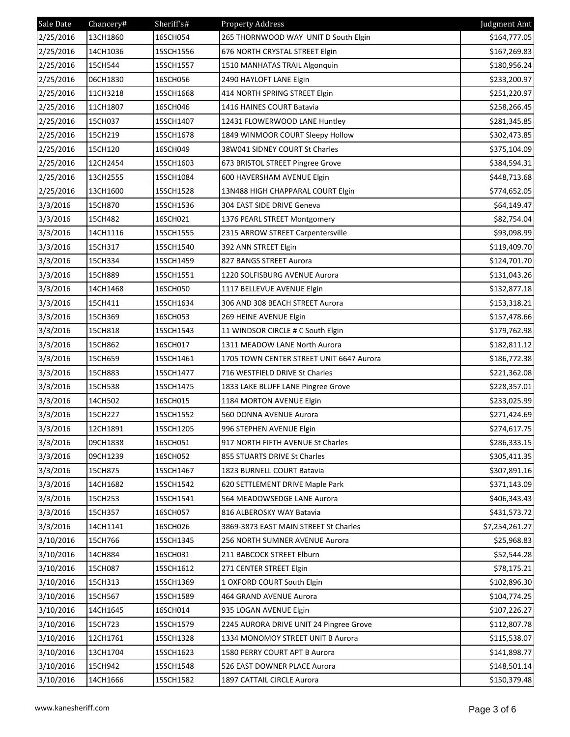| Sale Date | Chancery# | Sheriff's# | Property Address | Judgment Amt |
|---|---|---|---|---|
| 2/25/2016 | 13CH1860 | 16SCH054 | 265 THORNWOOD WAY UNIT D South Elgin | $164,777.05 |
| 2/25/2016 | 14CH1036 | 15SCH1556 | 676 NORTH CRYSTAL STREET Elgin | $167,269.83 |
| 2/25/2016 | 15CH544 | 15SCH1557 | 1510 MANHATAS TRAIL Algonquin | $180,956.24 |
| 2/25/2016 | 06CH1830 | 16SCH056 | 2490 HAYLOFT LANE Elgin | $233,200.97 |
| 2/25/2016 | 11CH3218 | 15SCH1668 | 414 NORTH SPRING STREET Elgin | $251,220.97 |
| 2/25/2016 | 11CH1807 | 16SCH046 | 1416 HAINES COURT Batavia | $258,266.45 |
| 2/25/2016 | 15CH037 | 15SCH1407 | 12431 FLOWERWOOD LANE Huntley | $281,345.85 |
| 2/25/2016 | 15CH219 | 15SCH1678 | 1849 WINMOOR COURT Sleepy Hollow | $302,473.85 |
| 2/25/2016 | 15CH120 | 16SCH049 | 38W041 SIDNEY COURT St Charles | $375,104.09 |
| 2/25/2016 | 12CH2454 | 15SCH1603 | 673 BRISTOL STREET Pingree Grove | $384,594.31 |
| 2/25/2016 | 13CH2555 | 15SCH1084 | 600 HAVERSHAM AVENUE Elgin | $448,713.68 |
| 2/25/2016 | 13CH1600 | 15SCH1528 | 13N488 HIGH CHAPPARAL COURT Elgin | $774,652.05 |
| 3/3/2016 | 15CH870 | 15SCH1536 | 304 EAST SIDE DRIVE Geneva | $64,149.47 |
| 3/3/2016 | 15CH482 | 16SCH021 | 1376 PEARL STREET Montgomery | $82,754.04 |
| 3/3/2016 | 14CH1116 | 15SCH1555 | 2315 ARROW STREET Carpentersville | $93,098.99 |
| 3/3/2016 | 15CH317 | 15SCH1540 | 392 ANN STREET Elgin | $119,409.70 |
| 3/3/2016 | 15CH334 | 15SCH1459 | 827 BANGS STREET Aurora | $124,701.70 |
| 3/3/2016 | 15CH889 | 15SCH1551 | 1220 SOLFISBURG AVENUE Aurora | $131,043.26 |
| 3/3/2016 | 14CH1468 | 16SCH050 | 1117 BELLEVUE AVENUE Elgin | $132,877.18 |
| 3/3/2016 | 15CH411 | 15SCH1634 | 306 AND 308 BEACH STREET Aurora | $153,318.21 |
| 3/3/2016 | 15CH369 | 16SCH053 | 269 HEINE AVENUE Elgin | $157,478.66 |
| 3/3/2016 | 15CH818 | 15SCH1543 | 11 WINDSOR CIRCLE # C South Elgin | $179,762.98 |
| 3/3/2016 | 15CH862 | 16SCH017 | 1311 MEADOW LANE North Aurora | $182,811.12 |
| 3/3/2016 | 15CH659 | 15SCH1461 | 1705 TOWN CENTER STREET UNIT 6647 Aurora | $186,772.38 |
| 3/3/2016 | 15CH883 | 15SCH1477 | 716 WESTFIELD DRIVE St Charles | $221,362.08 |
| 3/3/2016 | 15CH538 | 15SCH1475 | 1833 LAKE BLUFF LANE Pingree Grove | $228,357.01 |
| 3/3/2016 | 14CH502 | 16SCH015 | 1184 MORTON AVENUE Elgin | $233,025.99 |
| 3/3/2016 | 15CH227 | 15SCH1552 | 560 DONNA AVENUE Aurora | $271,424.69 |
| 3/3/2016 | 12CH1891 | 15SCH1205 | 996 STEPHEN AVENUE Elgin | $274,617.75 |
| 3/3/2016 | 09CH1838 | 16SCH051 | 917 NORTH FIFTH AVENUE St Charles | $286,333.15 |
| 3/3/2016 | 09CH1239 | 16SCH052 | 855 STUARTS DRIVE St Charles | $305,411.35 |
| 3/3/2016 | 15CH875 | 15SCH1467 | 1823 BURNELL COURT Batavia | $307,891.16 |
| 3/3/2016 | 14CH1682 | 15SCH1542 | 620 SETTLEMENT DRIVE Maple Park | $371,143.09 |
| 3/3/2016 | 15CH253 | 15SCH1541 | 564 MEADOWSEDGE LANE Aurora | $406,343.43 |
| 3/3/2016 | 15CH357 | 16SCH057 | 816 ALBEROSKY WAY Batavia | $431,573.72 |
| 3/3/2016 | 14CH1141 | 16SCH026 | 3869-3873 EAST MAIN STREET St Charles | $7,254,261.27 |
| 3/10/2016 | 15CH766 | 15SCH1345 | 256 NORTH SUMNER AVENUE Aurora | $25,968.83 |
| 3/10/2016 | 14CH884 | 16SCH031 | 211 BABCOCK STREET Elburn | $52,544.28 |
| 3/10/2016 | 15CH087 | 15SCH1612 | 271 CENTER STREET Elgin | $78,175.21 |
| 3/10/2016 | 15CH313 | 15SCH1369 | 1 OXFORD COURT South Elgin | $102,896.30 |
| 3/10/2016 | 15CH567 | 15SCH1589 | 464 GRAND AVENUE Aurora | $104,774.25 |
| 3/10/2016 | 14CH1645 | 16SCH014 | 935 LOGAN AVENUE Elgin | $107,226.27 |
| 3/10/2016 | 15CH723 | 15SCH1579 | 2245 AURORA DRIVE UNIT 24 Pingree Grove | $112,807.78 |
| 3/10/2016 | 12CH1761 | 15SCH1328 | 1334 MONOMOY STREET UNIT B Aurora | $115,538.07 |
| 3/10/2016 | 13CH1704 | 15SCH1623 | 1580 PERRY COURT APT B Aurora | $141,898.77 |
| 3/10/2016 | 15CH942 | 15SCH1548 | 526 EAST DOWNER PLACE Aurora | $148,501.14 |
| 3/10/2016 | 14CH1666 | 15SCH1582 | 1897 CATTAIL CIRCLE Aurora | $150,379.48 |

www.kanesheriff.com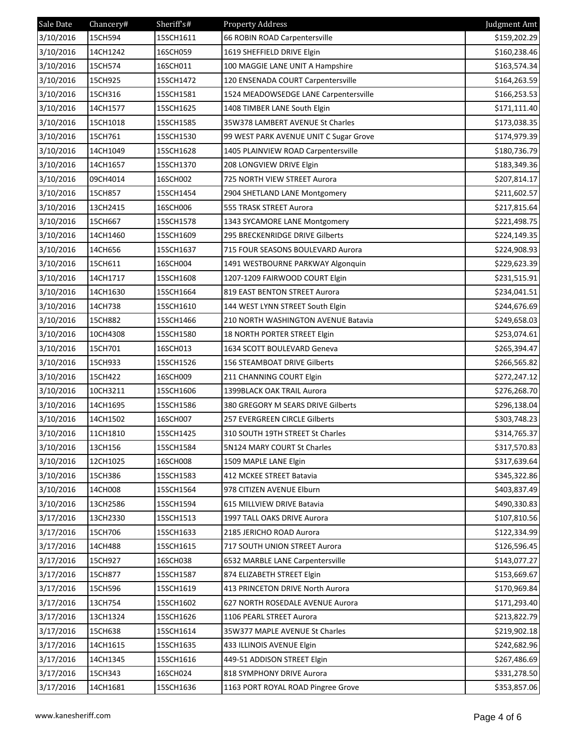| Sale Date | Chancery# | Sheriff's# | Property Address | Judgment Amt |
|---|---|---|---|---|
| 3/10/2016 | 15CH594 | 15SCH1611 | 66 ROBIN ROAD Carpentersville | $159,202.29 |
| 3/10/2016 | 14CH1242 | 16SCH059 | 1619 SHEFFIELD DRIVE Elgin | $160,238.46 |
| 3/10/2016 | 15CH574 | 16SCH011 | 100 MAGGIE LANE UNIT A Hampshire | $163,574.34 |
| 3/10/2016 | 15CH925 | 15SCH1472 | 120 ENSENADA COURT Carpentersville | $164,263.59 |
| 3/10/2016 | 15CH316 | 15SCH1581 | 1524 MEADOWSEDGE LANE Carpentersville | $166,253.53 |
| 3/10/2016 | 14CH1577 | 15SCH1625 | 1408 TIMBER LANE South Elgin | $171,111.40 |
| 3/10/2016 | 15CH1018 | 15SCH1585 | 35W378 LAMBERT AVENUE St Charles | $173,038.35 |
| 3/10/2016 | 15CH761 | 15SCH1530 | 99 WEST PARK AVENUE UNIT C Sugar Grove | $174,979.39 |
| 3/10/2016 | 14CH1049 | 15SCH1628 | 1405 PLAINVIEW ROAD Carpentersville | $180,736.79 |
| 3/10/2016 | 14CH1657 | 15SCH1370 | 208 LONGVIEW DRIVE Elgin | $183,349.36 |
| 3/10/2016 | 09CH4014 | 16SCH002 | 725 NORTH VIEW STREET Aurora | $207,814.17 |
| 3/10/2016 | 15CH857 | 15SCH1454 | 2904 SHETLAND LANE Montgomery | $211,602.57 |
| 3/10/2016 | 13CH2415 | 16SCH006 | 555 TRASK STREET Aurora | $217,815.64 |
| 3/10/2016 | 15CH667 | 15SCH1578 | 1343 SYCAMORE LANE Montgomery | $221,498.75 |
| 3/10/2016 | 14CH1460 | 15SCH1609 | 295 BRECKENRIDGE DRIVE Gilberts | $224,149.35 |
| 3/10/2016 | 14CH656 | 15SCH1637 | 715 FOUR SEASONS BOULEVARD Aurora | $224,908.93 |
| 3/10/2016 | 15CH611 | 16SCH004 | 1491 WESTBOURNE PARKWAY Algonquin | $229,623.39 |
| 3/10/2016 | 14CH1717 | 15SCH1608 | 1207-1209 FAIRWOOD COURT Elgin | $231,515.91 |
| 3/10/2016 | 14CH1630 | 15SCH1664 | 819 EAST BENTON STREET Aurora | $234,041.51 |
| 3/10/2016 | 14CH738 | 15SCH1610 | 144 WEST LYNN STREET South Elgin | $244,676.69 |
| 3/10/2016 | 15CH882 | 15SCH1466 | 210 NORTH WASHINGTON AVENUE Batavia | $249,658.03 |
| 3/10/2016 | 10CH4308 | 15SCH1580 | 18 NORTH PORTER STREET Elgin | $253,074.61 |
| 3/10/2016 | 15CH701 | 16SCH013 | 1634 SCOTT BOULEVARD Geneva | $265,394.47 |
| 3/10/2016 | 15CH933 | 15SCH1526 | 156 STEAMBOAT DRIVE Gilberts | $266,565.82 |
| 3/10/2016 | 15CH422 | 16SCH009 | 211 CHANNING COURT Elgin | $272,247.12 |
| 3/10/2016 | 10CH3211 | 15SCH1606 | 1399BLACK OAK TRAIL Aurora | $276,268.70 |
| 3/10/2016 | 14CH1695 | 15SCH1586 | 380 GREGORY M SEARS DRIVE Gilberts | $296,138.04 |
| 3/10/2016 | 14CH1502 | 16SCH007 | 257 EVERGREEN CIRCLE Gilberts | $303,748.23 |
| 3/10/2016 | 11CH1810 | 15SCH1425 | 310 SOUTH 19TH STREET St Charles | $314,765.37 |
| 3/10/2016 | 13CH156 | 15SCH1584 | 5N124 MARY COURT St Charles | $317,570.83 |
| 3/10/2016 | 12CH1025 | 16SCH008 | 1509 MAPLE LANE Elgin | $317,639.64 |
| 3/10/2016 | 15CH386 | 15SCH1583 | 412 MCKEE STREET Batavia | $345,322.86 |
| 3/10/2016 | 14CH008 | 15SCH1564 | 978 CITIZEN AVENUE Elburn | $403,837.49 |
| 3/10/2016 | 13CH2586 | 15SCH1594 | 615 MILLVIEW DRIVE Batavia | $490,330.83 |
| 3/17/2016 | 13CH2330 | 15SCH1513 | 1997 TALL OAKS DRIVE Aurora | $107,810.56 |
| 3/17/2016 | 15CH706 | 15SCH1633 | 2185 JERICHO ROAD Aurora | $122,334.99 |
| 3/17/2016 | 14CH488 | 15SCH1615 | 717 SOUTH UNION STREET Aurora | $126,596.45 |
| 3/17/2016 | 15CH927 | 16SCH038 | 6532 MARBLE LANE Carpentersville | $143,077.27 |
| 3/17/2016 | 15CH877 | 15SCH1587 | 874 ELIZABETH STREET Elgin | $153,669.67 |
| 3/17/2016 | 15CH596 | 15SCH1619 | 413 PRINCETON DRIVE North Aurora | $170,969.84 |
| 3/17/2016 | 13CH754 | 15SCH1602 | 627 NORTH ROSEDALE AVENUE Aurora | $171,293.40 |
| 3/17/2016 | 13CH1324 | 15SCH1626 | 1106 PEARL STREET Aurora | $213,822.79 |
| 3/17/2016 | 15CH638 | 15SCH1614 | 35W377 MAPLE AVENUE St Charles | $219,902.18 |
| 3/17/2016 | 14CH1615 | 15SCH1635 | 433 ILLINOIS AVENUE Elgin | $242,682.96 |
| 3/17/2016 | 14CH1345 | 15SCH1616 | 449-51 ADDISON STREET Elgin | $267,486.69 |
| 3/17/2016 | 15CH343 | 16SCH024 | 818 SYMPHONY DRIVE Aurora | $331,278.50 |
| 3/17/2016 | 14CH1681 | 15SCH1636 | 1163 PORT ROYAL ROAD Pingree Grove | $353,857.06 |

www.kanesheriff.com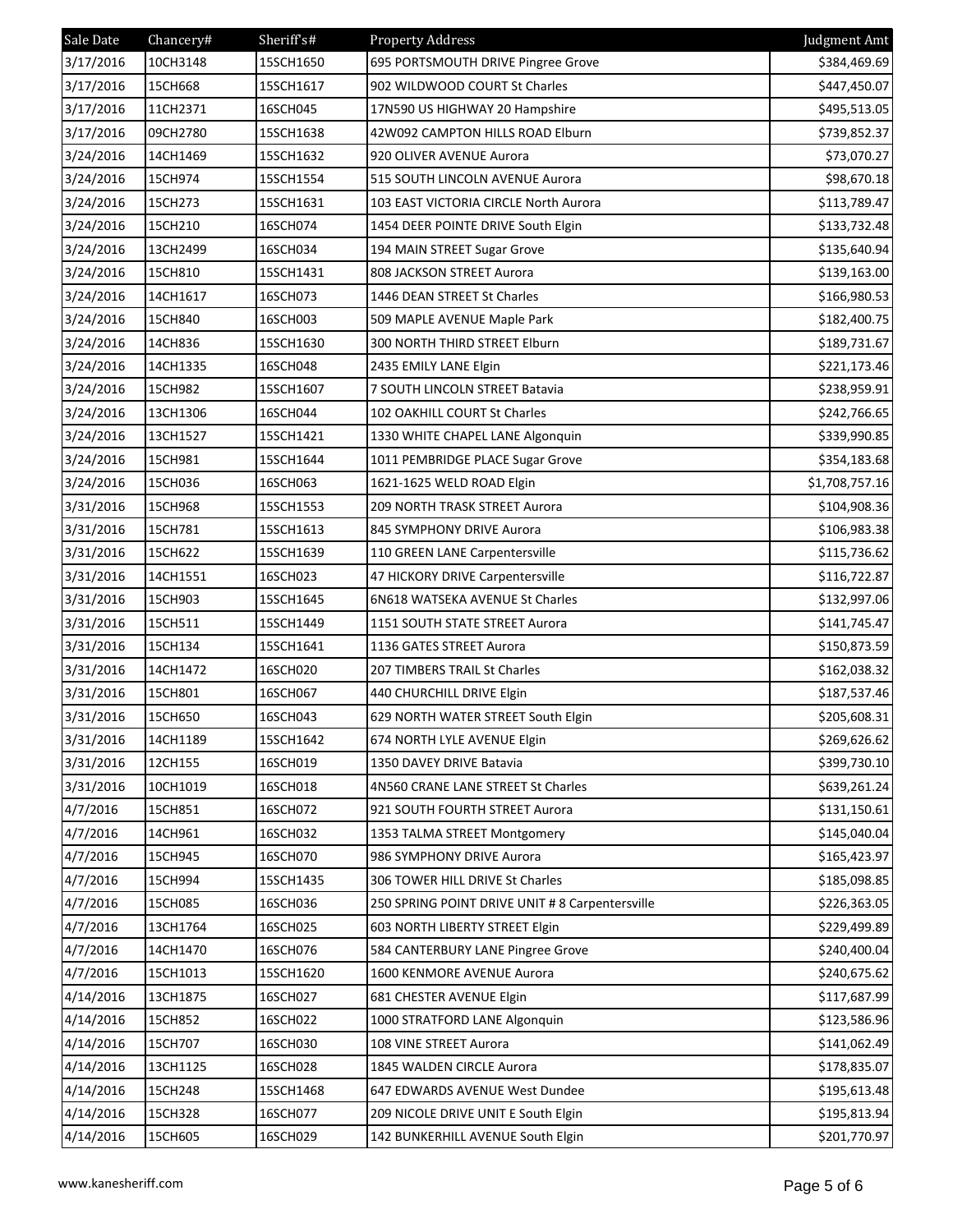| Sale Date | Chancery# | Sheriff's# | Property Address | Judgment Amt |
|---|---|---|---|---|
| 3/17/2016 | 10CH3148 | 15SCH1650 | 695 PORTSMOUTH DRIVE Pingree Grove | $384,469.69 |
| 3/17/2016 | 15CH668 | 15SCH1617 | 902 WILDWOOD COURT St Charles | $447,450.07 |
| 3/17/2016 | 11CH2371 | 16SCH045 | 17N590 US HIGHWAY 20 Hampshire | $495,513.05 |
| 3/17/2016 | 09CH2780 | 15SCH1638 | 42W092 CAMPTON HILLS ROAD Elburn | $739,852.37 |
| 3/24/2016 | 14CH1469 | 15SCH1632 | 920 OLIVER AVENUE Aurora | $73,070.27 |
| 3/24/2016 | 15CH974 | 15SCH1554 | 515 SOUTH LINCOLN AVENUE Aurora | $98,670.18 |
| 3/24/2016 | 15CH273 | 15SCH1631 | 103 EAST VICTORIA CIRCLE North Aurora | $113,789.47 |
| 3/24/2016 | 15CH210 | 16SCH074 | 1454 DEER POINTE DRIVE South Elgin | $133,732.48 |
| 3/24/2016 | 13CH2499 | 16SCH034 | 194 MAIN STREET Sugar Grove | $135,640.94 |
| 3/24/2016 | 15CH810 | 15SCH1431 | 808 JACKSON STREET Aurora | $139,163.00 |
| 3/24/2016 | 14CH1617 | 16SCH073 | 1446 DEAN STREET St Charles | $166,980.53 |
| 3/24/2016 | 15CH840 | 16SCH003 | 509 MAPLE AVENUE Maple Park | $182,400.75 |
| 3/24/2016 | 14CH836 | 15SCH1630 | 300 NORTH THIRD STREET Elburn | $189,731.67 |
| 3/24/2016 | 14CH1335 | 16SCH048 | 2435 EMILY LANE Elgin | $221,173.46 |
| 3/24/2016 | 15CH982 | 15SCH1607 | 7 SOUTH LINCOLN STREET Batavia | $238,959.91 |
| 3/24/2016 | 13CH1306 | 16SCH044 | 102 OAKHILL COURT St Charles | $242,766.65 |
| 3/24/2016 | 13CH1527 | 15SCH1421 | 1330 WHITE CHAPEL LANE Algonquin | $339,990.85 |
| 3/24/2016 | 15CH981 | 15SCH1644 | 1011 PEMBRIDGE PLACE Sugar Grove | $354,183.68 |
| 3/24/2016 | 15CH036 | 16SCH063 | 1621-1625 WELD ROAD Elgin | $1,708,757.16 |
| 3/31/2016 | 15CH968 | 15SCH1553 | 209 NORTH TRASK STREET Aurora | $104,908.36 |
| 3/31/2016 | 15CH781 | 15SCH1613 | 845 SYMPHONY DRIVE Aurora | $106,983.38 |
| 3/31/2016 | 15CH622 | 15SCH1639 | 110 GREEN LANE Carpentersville | $115,736.62 |
| 3/31/2016 | 14CH1551 | 16SCH023 | 47 HICKORY DRIVE Carpentersville | $116,722.87 |
| 3/31/2016 | 15CH903 | 15SCH1645 | 6N618 WATSEKA AVENUE St Charles | $132,997.06 |
| 3/31/2016 | 15CH511 | 15SCH1449 | 1151 SOUTH STATE STREET Aurora | $141,745.47 |
| 3/31/2016 | 15CH134 | 15SCH1641 | 1136 GATES STREET Aurora | $150,873.59 |
| 3/31/2016 | 14CH1472 | 16SCH020 | 207 TIMBERS TRAIL St Charles | $162,038.32 |
| 3/31/2016 | 15CH801 | 16SCH067 | 440 CHURCHILL DRIVE Elgin | $187,537.46 |
| 3/31/2016 | 15CH650 | 16SCH043 | 629 NORTH WATER STREET South Elgin | $205,608.31 |
| 3/31/2016 | 14CH1189 | 15SCH1642 | 674 NORTH LYLE AVENUE Elgin | $269,626.62 |
| 3/31/2016 | 12CH155 | 16SCH019 | 1350 DAVEY DRIVE Batavia | $399,730.10 |
| 3/31/2016 | 10CH1019 | 16SCH018 | 4N560 CRANE LANE STREET St Charles | $639,261.24 |
| 4/7/2016 | 15CH851 | 16SCH072 | 921 SOUTH FOURTH STREET Aurora | $131,150.61 |
| 4/7/2016 | 14CH961 | 16SCH032 | 1353 TALMA STREET Montgomery | $145,040.04 |
| 4/7/2016 | 15CH945 | 16SCH070 | 986 SYMPHONY DRIVE Aurora | $165,423.97 |
| 4/7/2016 | 15CH994 | 15SCH1435 | 306 TOWER HILL DRIVE St Charles | $185,098.85 |
| 4/7/2016 | 15CH085 | 16SCH036 | 250 SPRING POINT DRIVE UNIT # 8 Carpentersville | $226,363.05 |
| 4/7/2016 | 13CH1764 | 16SCH025 | 603 NORTH LIBERTY STREET Elgin | $229,499.89 |
| 4/7/2016 | 14CH1470 | 16SCH076 | 584 CANTERBURY LANE Pingree Grove | $240,400.04 |
| 4/7/2016 | 15CH1013 | 15SCH1620 | 1600 KENMORE AVENUE Aurora | $240,675.62 |
| 4/14/2016 | 13CH1875 | 16SCH027 | 681 CHESTER AVENUE Elgin | $117,687.99 |
| 4/14/2016 | 15CH852 | 16SCH022 | 1000 STRATFORD LANE Algonquin | $123,586.96 |
| 4/14/2016 | 15CH707 | 16SCH030 | 108 VINE STREET Aurora | $141,062.49 |
| 4/14/2016 | 13CH1125 | 16SCH028 | 1845 WALDEN CIRCLE Aurora | $178,835.07 |
| 4/14/2016 | 15CH248 | 15SCH1468 | 647 EDWARDS AVENUE West Dundee | $195,613.48 |
| 4/14/2016 | 15CH328 | 16SCH077 | 209 NICOLE DRIVE UNIT E South Elgin | $195,813.94 |
| 4/14/2016 | 15CH605 | 16SCH029 | 142 BUNKERHILL AVENUE South Elgin | $201,770.97 |

www.kanesheriff.com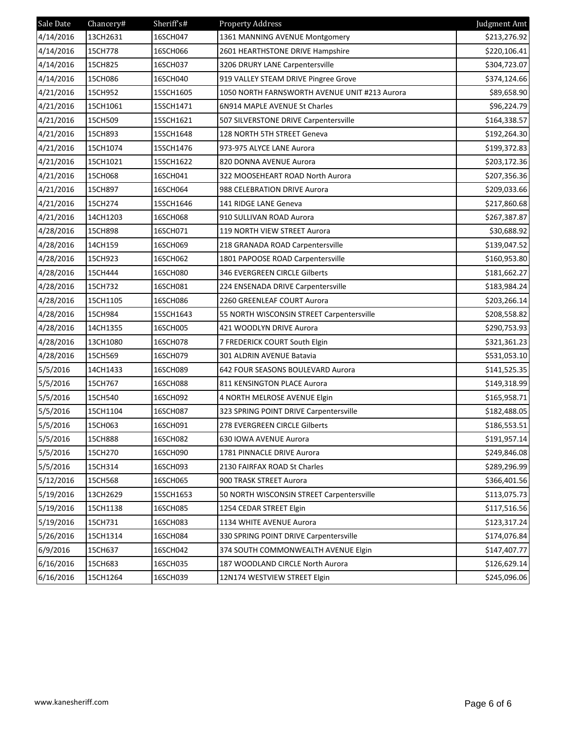| Sale Date | Chancery# | Sheriff's# | Property Address | Judgment Amt |
|---|---|---|---|---|
| 4/14/2016 | 13CH2631 | 16SCH047 | 1361 MANNING AVENUE Montgomery | $213,276.92 |
| 4/14/2016 | 15CH778 | 16SCH066 | 2601 HEARTHSTONE DRIVE Hampshire | $220,106.41 |
| 4/14/2016 | 15CH825 | 16SCH037 | 3206 DRURY LANE Carpentersville | $304,723.07 |
| 4/14/2016 | 15CH086 | 16SCH040 | 919 VALLEY STEAM DRIVE Pingree Grove | $374,124.66 |
| 4/21/2016 | 15CH952 | 15SCH1605 | 1050 NORTH FARNSWORTH AVENUE UNIT #213 Aurora | $89,658.90 |
| 4/21/2016 | 15CH1061 | 15SCH1471 | 6N914 MAPLE AVENUE St Charles | $96,224.79 |
| 4/21/2016 | 15CH509 | 15SCH1621 | 507 SILVERSTONE DRIVE Carpentersville | $164,338.57 |
| 4/21/2016 | 15CH893 | 15SCH1648 | 128 NORTH 5TH STREET Geneva | $192,264.30 |
| 4/21/2016 | 15CH1074 | 15SCH1476 | 973-975 ALYCE LANE Aurora | $199,372.83 |
| 4/21/2016 | 15CH1021 | 15SCH1622 | 820 DONNA AVENUE Aurora | $203,172.36 |
| 4/21/2016 | 15CH068 | 16SCH041 | 322 MOOSEHEART ROAD North Aurora | $207,356.36 |
| 4/21/2016 | 15CH897 | 16SCH064 | 988 CELEBRATION DRIVE Aurora | $209,033.66 |
| 4/21/2016 | 15CH274 | 15SCH1646 | 141 RIDGE LANE Geneva | $217,860.68 |
| 4/21/2016 | 14CH1203 | 16SCH068 | 910 SULLIVAN ROAD Aurora | $267,387.87 |
| 4/28/2016 | 15CH898 | 16SCH071 | 119 NORTH VIEW STREET Aurora | $30,688.92 |
| 4/28/2016 | 14CH159 | 16SCH069 | 218 GRANADA ROAD Carpentersville | $139,047.52 |
| 4/28/2016 | 15CH923 | 16SCH062 | 1801 PAPOOSE ROAD Carpentersville | $160,953.80 |
| 4/28/2016 | 15CH444 | 16SCH080 | 346 EVERGREEN CIRCLE Gilberts | $181,662.27 |
| 4/28/2016 | 15CH732 | 16SCH081 | 224 ENSENADA DRIVE Carpentersville | $183,984.24 |
| 4/28/2016 | 15CH1105 | 16SCH086 | 2260 GREENLEAF COURT Aurora | $203,266.14 |
| 4/28/2016 | 15CH984 | 15SCH1643 | 55 NORTH WISCONSIN STREET Carpentersville | $208,558.82 |
| 4/28/2016 | 14CH1355 | 16SCH005 | 421 WOODLYN DRIVE Aurora | $290,753.93 |
| 4/28/2016 | 13CH1080 | 16SCH078 | 7 FREDERICK COURT South Elgin | $321,361.23 |
| 4/28/2016 | 15CH569 | 16SCH079 | 301 ALDRIN AVENUE Batavia | $531,053.10 |
| 5/5/2016 | 14CH1433 | 16SCH089 | 642 FOUR SEASONS BOULEVARD Aurora | $141,525.35 |
| 5/5/2016 | 15CH767 | 16SCH088 | 811 KENSINGTON PLACE Aurora | $149,318.99 |
| 5/5/2016 | 15CH540 | 16SCH092 | 4 NORTH MELROSE AVENUE Elgin | $165,958.71 |
| 5/5/2016 | 15CH1104 | 16SCH087 | 323 SPRING POINT DRIVE Carpentersville | $182,488.05 |
| 5/5/2016 | 15CH063 | 16SCH091 | 278 EVERGREEN CIRCLE Gilberts | $186,553.51 |
| 5/5/2016 | 15CH888 | 16SCH082 | 630 IOWA AVENUE Aurora | $191,957.14 |
| 5/5/2016 | 15CH270 | 16SCH090 | 1781 PINNACLE DRIVE Aurora | $249,846.08 |
| 5/5/2016 | 15CH314 | 16SCH093 | 2130 FAIRFAX ROAD St Charles | $289,296.99 |
| 5/12/2016 | 15CH568 | 16SCH065 | 900 TRASK STREET Aurora | $366,401.56 |
| 5/19/2016 | 13CH2629 | 15SCH1653 | 50 NORTH WISCONSIN STREET Carpentersville | $113,075.73 |
| 5/19/2016 | 15CH1138 | 16SCH085 | 1254 CEDAR STREET Elgin | $117,516.56 |
| 5/19/2016 | 15CH731 | 16SCH083 | 1134 WHITE AVENUE Aurora | $123,317.24 |
| 5/26/2016 | 15CH1314 | 16SCH084 | 330 SPRING POINT DRIVE Carpentersville | $174,076.84 |
| 6/9/2016 | 15CH637 | 16SCH042 | 374 SOUTH COMMONWEALTH AVENUE Elgin | $147,407.77 |
| 6/16/2016 | 15CH683 | 16SCH035 | 187 WOODLAND CIRCLE North Aurora | $126,629.14 |
| 6/16/2016 | 15CH1264 | 16SCH039 | 12N174 WESTVIEW STREET Elgin | $245,096.06 |

www.kanesheriff.com